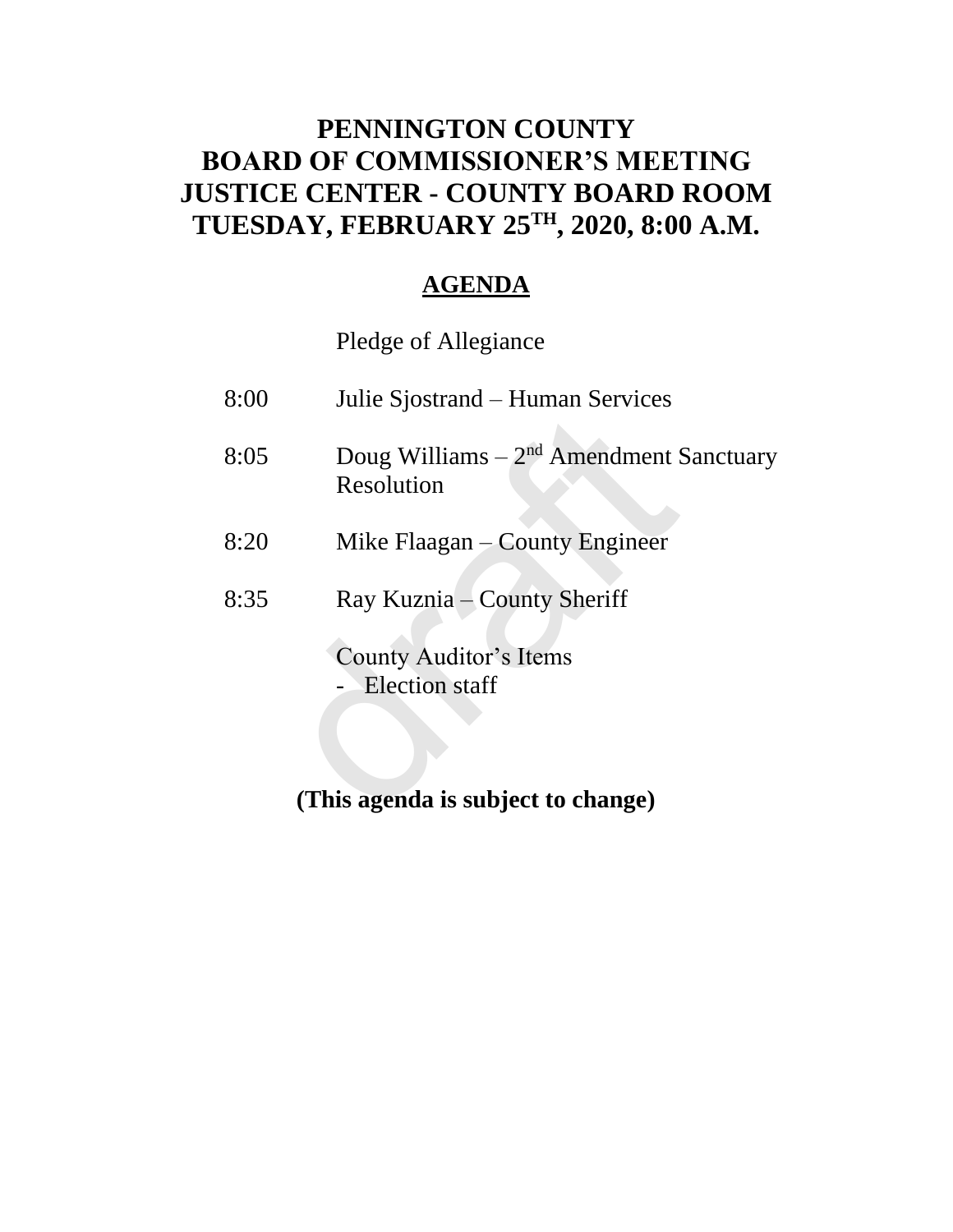# PENNINGTON COUNTY
# BOARD OF COMMISSIONER'S MEETING
# JUSTICE CENTER - COUNTY BOARD ROOM
# TUESDAY, FEBRUARY 25TH, 2020, 8:00 A.M.

## AGENDA

Pledge of Allegiance

8:00 Julie Sjostrand – Human Services

8:05 Doug Williams – 2nd Amendment Sanctuary Resolution

8:20 Mike Flaagan – County Engineer

8:35 Ray Kuznia – County Sheriff

County Auditor's Items
- Election staff

**(This agenda is subject to change)**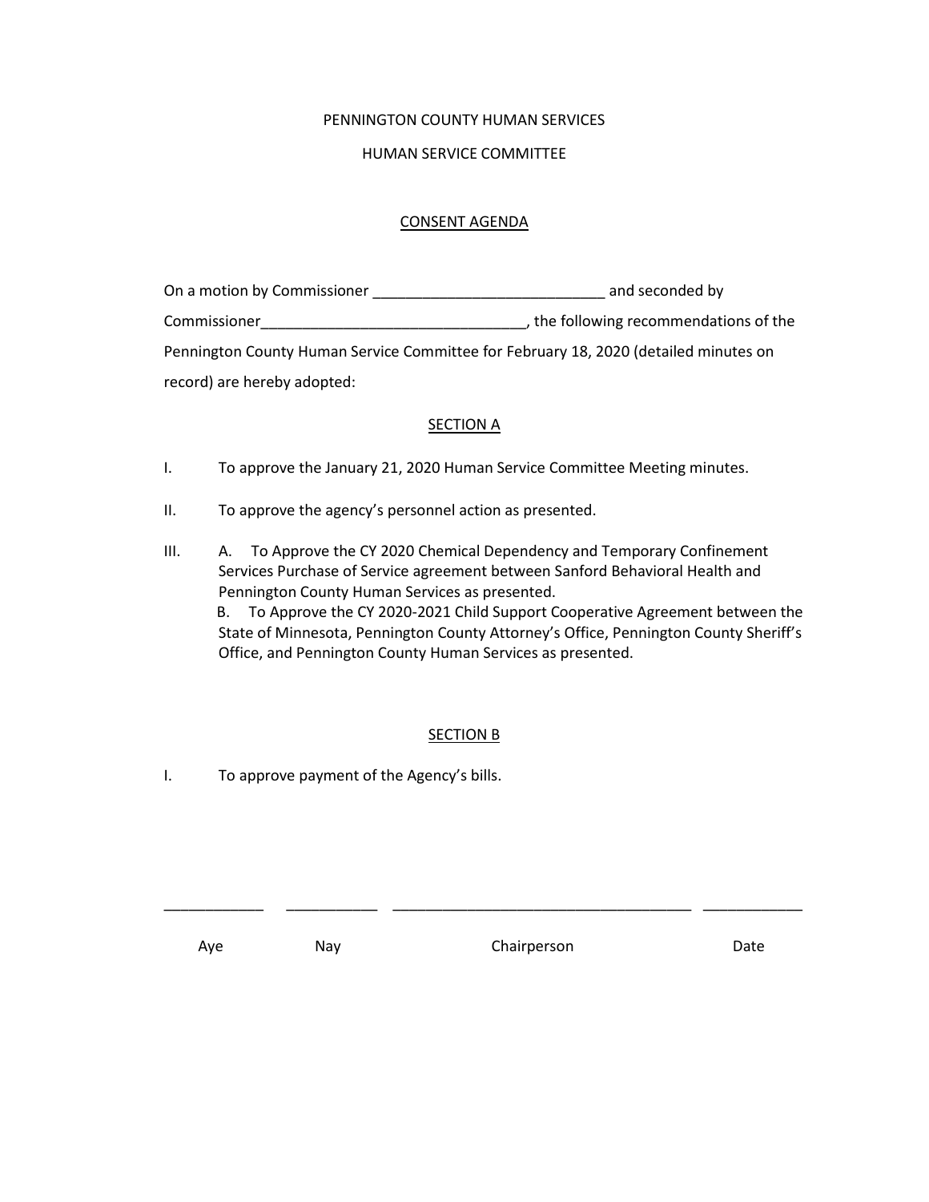PENNINGTON COUNTY HUMAN SERVICES

HUMAN SERVICE COMMITTEE

## CONSENT AGENDA

On a motion by Commissioner ____________________________ and seconded by Commissioner________________________________, the following recommendations of the Pennington County Human Service Committee for February 18, 2020 (detailed minutes on record) are hereby adopted:

### SECTION A

I. To approve the January 21, 2020 Human Service Committee Meeting minutes.

II. To approve the agency's personnel action as presented.

III. A. To Approve the CY 2020 Chemical Dependency and Temporary Confinement Services Purchase of Service agreement between Sanford Behavioral Health and Pennington County Human Services as presented.
B. To Approve the CY 2020-2021 Child Support Cooperative Agreement between the State of Minnesota, Pennington County Attorney's Office, Pennington County Sheriff's Office, and Pennington County Human Services as presented.

### SECTION B

I. To approve payment of the Agency's bills.

| ____________ | ___________ | ____________________________________ | ____________ |
|---|---|---|---|
| Aye | Nay | Chairperson | Date |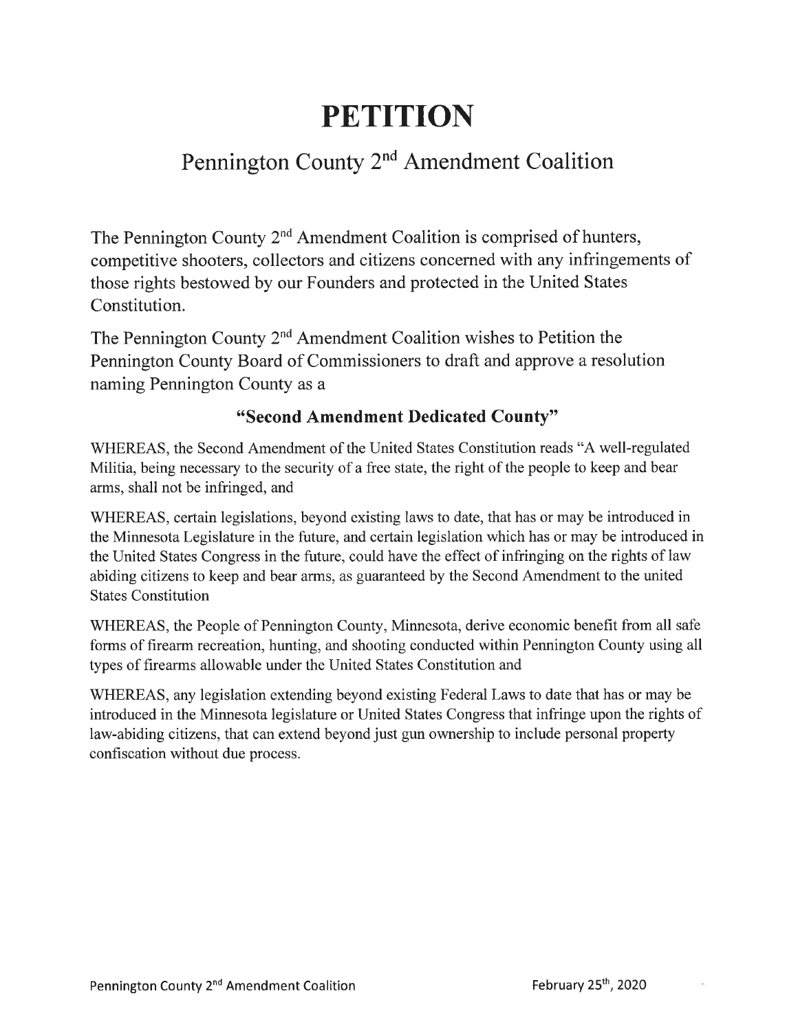# PETITION

## Pennington County 2nd Amendment Coalition

The Pennington County 2nd Amendment Coalition is comprised of hunters, competitive shooters, collectors and citizens concerned with any infringements of those rights bestowed by our Founders and protected in the United States Constitution.

The Pennington County 2nd Amendment Coalition wishes to Petition the Pennington County Board of Commissioners to draft and approve a resolution naming Pennington County as a

### "Second Amendment Dedicated County"

WHEREAS, the Second Amendment of the United States Constitution reads "A well-regulated Militia, being necessary to the security of a free state, the right of the people to keep and bear arms, shall not be infringed, and

WHEREAS, certain legislations, beyond existing laws to date, that has or may be introduced in the Minnesota Legislature in the future, and certain legislation which has or may be introduced in the United States Congress in the future, could have the effect of infringing on the rights of law abiding citizens to keep and bear arms, as guaranteed by the Second Amendment to the united States Constitution

WHEREAS, the People of Pennington County, Minnesota, derive economic benefit from all safe forms of firearm recreation, hunting, and shooting conducted within Pennington County using all types of firearms allowable under the United States Constitution and

WHEREAS, any legislation extending beyond existing Federal Laws to date that has or may be introduced in the Minnesota legislature or United States Congress that infringe upon the rights of law-abiding citizens, that can extend beyond just gun ownership to include personal property confiscation without due process.

Pennington County 2nd Amendment Coalition February 25th, 2020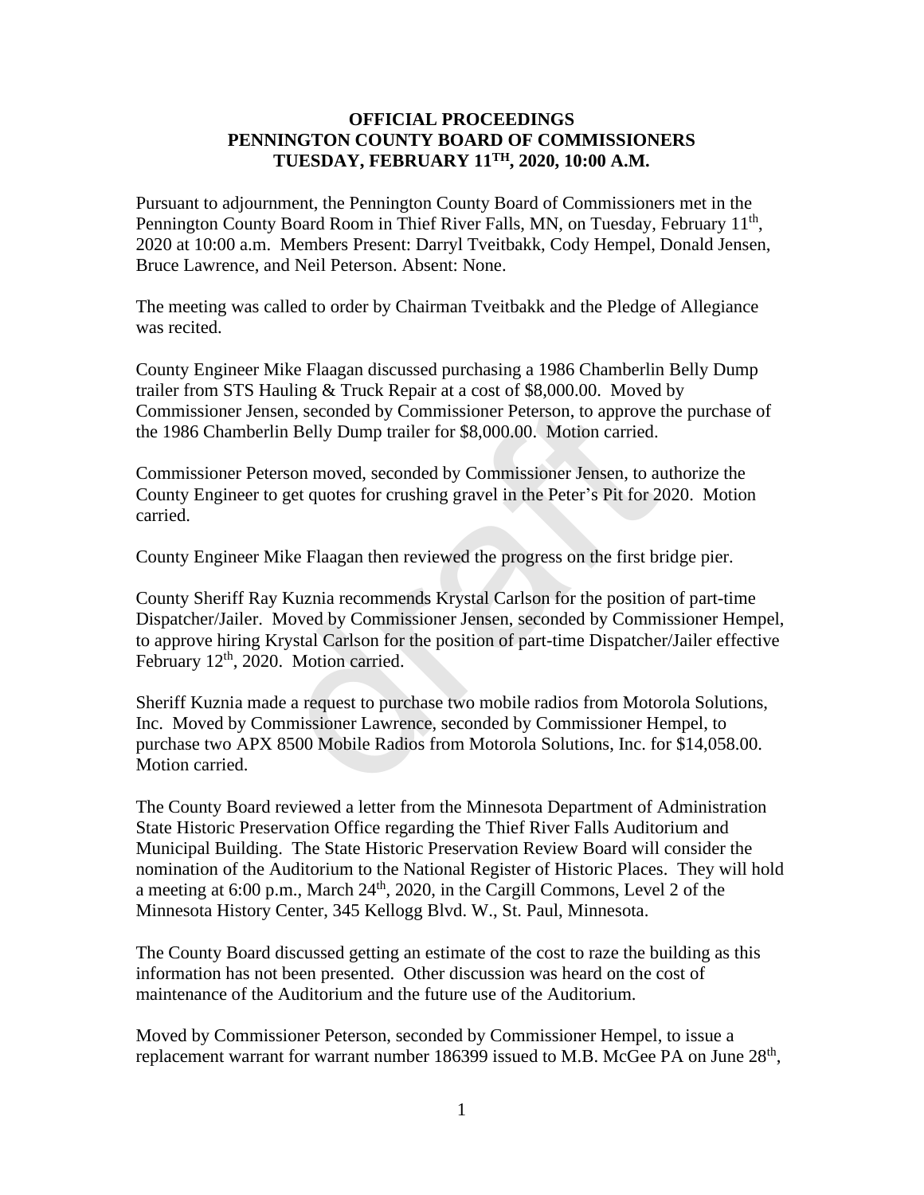**OFFICIAL PROCEEDINGS**
**PENNINGTON COUNTY BOARD OF COMMISSIONERS**
**TUESDAY, FEBRUARY 11TH, 2020, 10:00 A.M.**

Pursuant to adjournment, the Pennington County Board of Commissioners met in the Pennington County Board Room in Thief River Falls, MN, on Tuesday, February 11th, 2020 at 10:00 a.m. Members Present: Darryl Tveitbakk, Cody Hempel, Donald Jensen, Bruce Lawrence, and Neil Peterson. Absent: None.

The meeting was called to order by Chairman Tveitbakk and the Pledge of Allegiance was recited.

County Engineer Mike Flaagan discussed purchasing a 1986 Chamberlin Belly Dump trailer from STS Hauling & Truck Repair at a cost of $8,000.00. Moved by Commissioner Jensen, seconded by Commissioner Peterson, to approve the purchase of the 1986 Chamberlin Belly Dump trailer for $8,000.00. Motion carried.

Commissioner Peterson moved, seconded by Commissioner Jensen, to authorize the County Engineer to get quotes for crushing gravel in the Peter's Pit for 2020. Motion carried.

County Engineer Mike Flaagan then reviewed the progress on the first bridge pier.

County Sheriff Ray Kuznia recommends Krystal Carlson for the position of part-time Dispatcher/Jailer. Moved by Commissioner Jensen, seconded by Commissioner Hempel, to approve hiring Krystal Carlson for the position of part-time Dispatcher/Jailer effective February 12th, 2020. Motion carried.

Sheriff Kuznia made a request to purchase two mobile radios from Motorola Solutions, Inc. Moved by Commissioner Lawrence, seconded by Commissioner Hempel, to purchase two APX 8500 Mobile Radios from Motorola Solutions, Inc. for $14,058.00. Motion carried.

The County Board reviewed a letter from the Minnesota Department of Administration State Historic Preservation Office regarding the Thief River Falls Auditorium and Municipal Building. The State Historic Preservation Review Board will consider the nomination of the Auditorium to the National Register of Historic Places. They will hold a meeting at 6:00 p.m., March 24th, 2020, in the Cargill Commons, Level 2 of the Minnesota History Center, 345 Kellogg Blvd. W., St. Paul, Minnesota.

The County Board discussed getting an estimate of the cost to raze the building as this information has not been presented. Other discussion was heard on the cost of maintenance of the Auditorium and the future use of the Auditorium.

Moved by Commissioner Peterson, seconded by Commissioner Hempel, to issue a replacement warrant for warrant number 186399 issued to M.B. McGee PA on June 28th,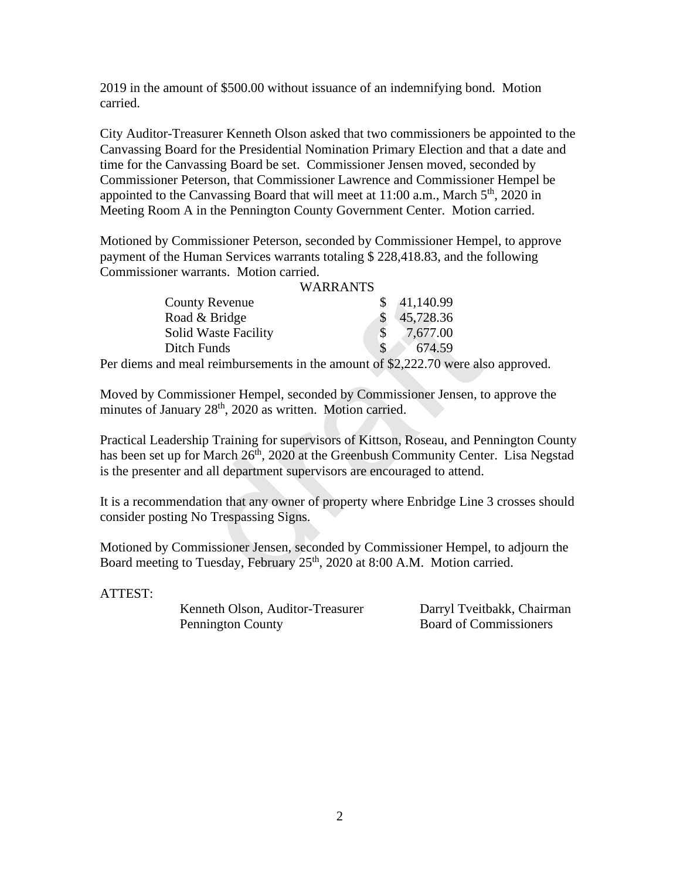2019 in the amount of $500.00 without issuance of an indemnifying bond. Motion carried.

City Auditor-Treasurer Kenneth Olson asked that two commissioners be appointed to the Canvassing Board for the Presidential Nomination Primary Election and that a date and time for the Canvassing Board be set. Commissioner Jensen moved, seconded by Commissioner Peterson, that Commissioner Lawrence and Commissioner Hempel be appointed to the Canvassing Board that will meet at 11:00 a.m., March 5th, 2020 in Meeting Room A in the Pennington County Government Center. Motion carried.

Motioned by Commissioner Peterson, seconded by Commissioner Hempel, to approve payment of the Human Services warrants totaling $ 228,418.83, and the following Commissioner warrants. Motion carried.

| WARRANTS | |
|---|---|
| County Revenue | $ 41,140.99 |
| Road & Bridge | $ 45,728.36 |
| Solid Waste Facility | $ 7,677.00 |
| Ditch Funds | $ 674.59 |

Per diems and meal reimbursements in the amount of $2,222.70 were also approved.

Moved by Commissioner Hempel, seconded by Commissioner Jensen, to approve the minutes of January 28th, 2020 as written. Motion carried.

Practical Leadership Training for supervisors of Kittson, Roseau, and Pennington County has been set up for March 26th, 2020 at the Greenbush Community Center. Lisa Negstad is the presenter and all department supervisors are encouraged to attend.

It is a recommendation that any owner of property where Enbridge Line 3 crosses should consider posting No Trespassing Signs.

Motioned by Commissioner Jensen, seconded by Commissioner Hempel, to adjourn the Board meeting to Tuesday, February 25th, 2020 at 8:00 A.M. Motion carried.

ATTEST:

Kenneth Olson, Auditor-Treasurer
Pennington County

Darryl Tveitbakk, Chairman
Board of Commissioners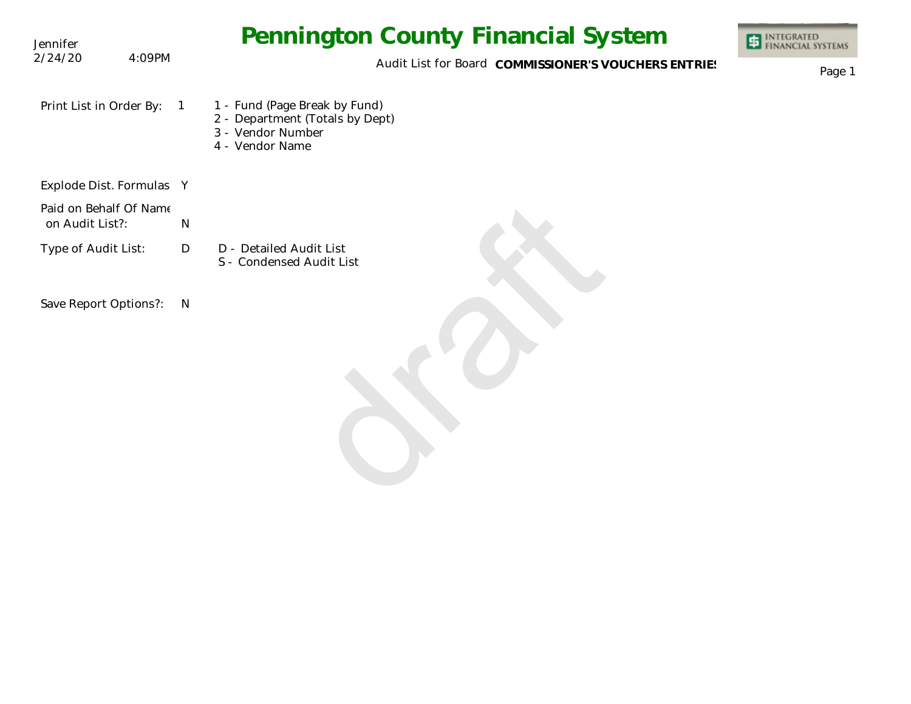# Pennington County Financial System

Jennifer
2/24/20 4:09PM

Audit List for Board **COMMISSIONER'S VOUCHERS ENTRIES**

Print List in Order By: 1

- 1 - Fund (Page Break by Fund)
- 2 - Department (Totals by Dept)
- 3 - Vendor Number
- 4 - Vendor Name

Explode Dist. Formulas Y

Paid on Behalf Of Name on Audit List?: N

Type of Audit List: D

- D - Detailed Audit List
- S - Condensed Audit List

Save Report Options?: N

draft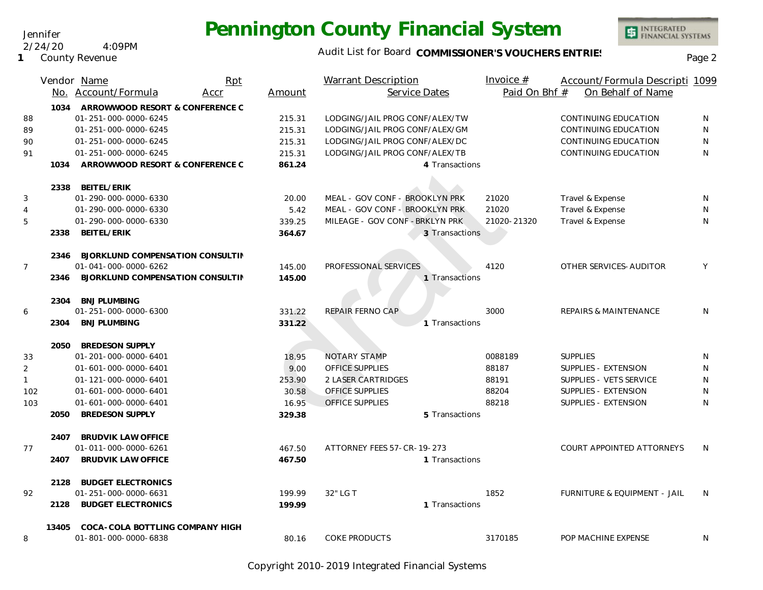Jennifer
2/24/20 4:09PM
**1** County Revenue

# Pennington County Financial System

Audit List for Board **COMMISSIONER'S VOUCHERS ENTRIES**

| | Vendor No. | Name / Account/Formula | Rpt Accr | Amount | Warrant Description / Service Dates | Invoice # / Paid On Bhf # | Account/Formula Descripti / On Behalf of Name | 1099 |
|---|---|---|---|---|---|---|---|---|
| | 1034 | **ARROWWOOD RESORT & CONFERENCE C** | | | | | | |
| 88 | | 01-251-000-0000-6245 | | 215.31 | LODGING/JAIL PROG CONF/ALEX/TW | | CONTINUING EDUCATION | N |
| 89 | | 01-251-000-0000-6245 | | 215.31 | LODGING/JAIL PROG CONF/ALEX/GM | | CONTINUING EDUCATION | N |
| 90 | | 01-251-000-0000-6245 | | 215.31 | LODGING/JAIL PROG CONF/ALEX/DC | | CONTINUING EDUCATION | N |
| 91 | | 01-251-000-0000-6245 | | 215.31 | LODGING/JAIL PROG CONF/ALEX/TB | | CONTINUING EDUCATION | N |
| | 1034 | **ARROWWOOD RESORT & CONFERENCE C** | | **861.24** | 4 Transactions | | | |
| | 2338 | **BEITEL/ERIK** | | | | | | |
| 3 | | 01-290-000-0000-6330 | | 20.00 | MEAL - GOV CONF - BROOKLYN PRK | 21020 | Travel & Expense | N |
| 4 | | 01-290-000-0000-6330 | | 5.42 | MEAL - GOV CONF - BROOKLYN PRK | 21020 | Travel & Expense | N |
| 5 | | 01-290-000-0000-6330 | | 339.25 | MILEAGE - GOV CONF - BRKLYN PRK | 21020-21320 | Travel & Expense | N |
| | 2338 | **BEITEL/ERIK** | | **364.67** | 3 Transactions | | | |
| | 2346 | **BJORKLUND COMPENSATION CONSULTIN** | | | | | | |
| 7 | | 01-041-000-0000-6262 | | 145.00 | PROFESSIONAL SERVICES | 4120 | OTHER SERVICES-AUDITOR | Y |
| | 2346 | **BJORKLUND COMPENSATION CONSULTIN** | | **145.00** | 1 Transactions | | | |
| | 2304 | **BNJ PLUMBING** | | | | | | |
| 6 | | 01-251-000-0000-6300 | | 331.22 | REPAIR FERNO CAP | 3000 | REPAIRS & MAINTENANCE | N |
| | 2304 | **BNJ PLUMBING** | | **331.22** | 1 Transactions | | | |
| | 2050 | **BREDESON SUPPLY** | | | | | | |
| 33 | | 01-201-000-0000-6401 | | 18.95 | NOTARY STAMP | 0088189 | SUPPLIES | N |
| 2 | | 01-601-000-0000-6401 | | 9.00 | OFFICE SUPPLIES | 88187 | SUPPLIES - EXTENSION | N |
| 1 | | 01-121-000-0000-6401 | | 253.90 | 2 LASER CARTRIDGES | 88191 | SUPPLIES - VETS SERVICE | N |
| 102 | | 01-601-000-0000-6401 | | 30.58 | OFFICE SUPPLIES | 88204 | SUPPLIES - EXTENSION | N |
| 103 | | 01-601-000-0000-6401 | | 16.95 | OFFICE SUPPLIES | 88218 | SUPPLIES - EXTENSION | N |
| | 2050 | **BREDESON SUPPLY** | | **329.38** | 5 Transactions | | | |
| | 2407 | **BRUDVIK LAW OFFICE** | | | | | | |
| 77 | | 01-011-000-0000-6261 | | 467.50 | ATTORNEY FEES 57-CR-19-273 | | COURT APPOINTED ATTORNEYS | N |
| | 2407 | **BRUDVIK LAW OFFICE** | | **467.50** | 1 Transactions | | | |
| | 2128 | **BUDGET ELECTRONICS** | | | | | | |
| 92 | | 01-251-000-0000-6631 | | 199.99 | 32" LG T | 1852 | FURNITURE & EQUIPMENT - JAIL | N |
| | 2128 | **BUDGET ELECTRONICS** | | **199.99** | 1 Transactions | | | |
| | 13405 | **COCA-COLA BOTTLING COMPANY HIGH** | | | | | | |
| 8 | | 01-801-000-0000-6838 | | 80.16 | COKE PRODUCTS | 3170185 | POP MACHINE EXPENSE | N |

Copyright 2010-2019 Integrated Financial Systems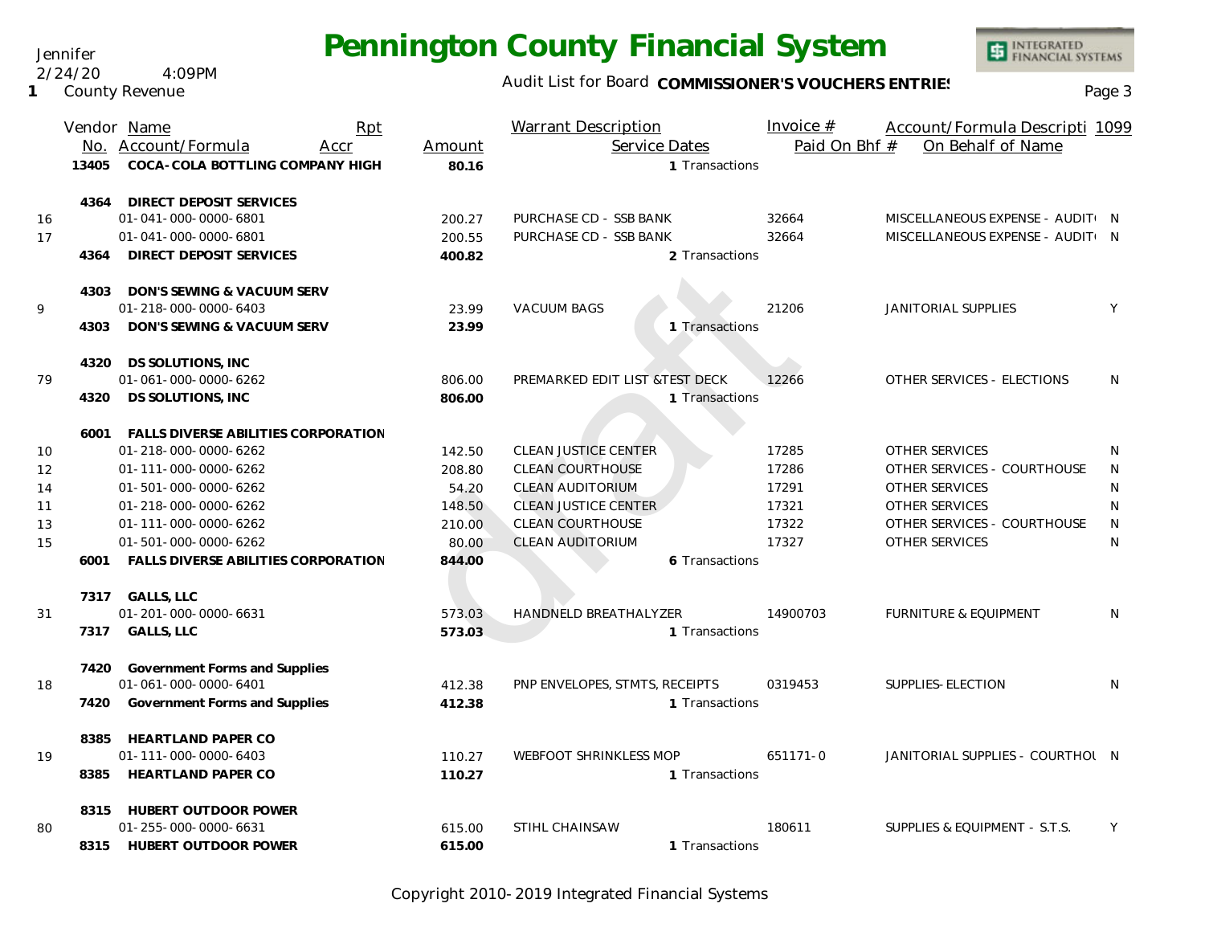Jennifer
2/24/20 4:09PM
1 County Revenue

# Pennington County Financial System

Audit List for Board **COMMISSIONER'S VOUCHERS ENTRIES**

| | Vendor No. | Name / Account/Formula | Rpt Accr | Amount | Warrant Description / Service Dates | Invoice # / Paid On Bhf # | Account/Formula Descripti / On Behalf of Name | 1099 |
|---|---|---|---|---|---|---|---|---|
| | 13405 | **COCA-COLA BOTTLING COMPANY HIGH** | | **80.16** | 1 Transactions | | | |
| | 4364 | **DIRECT DEPOSIT SERVICES** | | | | | | |
| 16 | | 01-041-000-0000-6801 | | 200.27 | PURCHASE CD - SSB BANK | 32664 | MISCELLANEOUS EXPENSE - AUDIT | N |
| 17 | | 01-041-000-0000-6801 | | 200.55 | PURCHASE CD - SSB BANK | 32664 | MISCELLANEOUS EXPENSE - AUDIT | N |
| | 4364 | **DIRECT DEPOSIT SERVICES** | | **400.82** | 2 Transactions | | | |
| | 4303 | **DON'S SEWING & VACUUM SERV** | | | | | | |
| 9 | | 01-218-000-0000-6403 | | 23.99 | VACUUM BAGS | 21206 | JANITORIAL SUPPLIES | Y |
| | 4303 | **DON'S SEWING & VACUUM SERV** | | **23.99** | 1 Transactions | | | |
| | 4320 | **DS SOLUTIONS, INC** | | | | | | |
| 79 | | 01-061-000-0000-6262 | | 806.00 | PREMARKED EDIT LIST &TEST DECK | 12266 | OTHER SERVICES - ELECTIONS | N |
| | 4320 | **DS SOLUTIONS, INC** | | **806.00** | 1 Transactions | | | |
| | 6001 | **FALLS DIVERSE ABILITIES CORPORATION** | | | | | | |
| 10 | | 01-218-000-0000-6262 | | 142.50 | CLEAN JUSTICE CENTER | 17285 | OTHER SERVICES | N |
| 12 | | 01-111-000-0000-6262 | | 208.80 | CLEAN COURTHOUSE | 17286 | OTHER SERVICES - COURTHOUSE | N |
| 14 | | 01-501-000-0000-6262 | | 54.20 | CLEAN AUDITORIUM | 17291 | OTHER SERVICES | N |
| 11 | | 01-218-000-0000-6262 | | 148.50 | CLEAN JUSTICE CENTER | 17321 | OTHER SERVICES | N |
| 13 | | 01-111-000-0000-6262 | | 210.00 | CLEAN COURTHOUSE | 17322 | OTHER SERVICES - COURTHOUSE | N |
| 15 | | 01-501-000-0000-6262 | | 80.00 | CLEAN AUDITORIUM | 17327 | OTHER SERVICES | N |
| | 6001 | **FALLS DIVERSE ABILITIES CORPORATION** | | **844.00** | 6 Transactions | | | |
| | 7317 | **GALLS, LLC** | | | | | | |
| 31 | | 01-201-000-0000-6631 | | 573.03 | HANDNELD BREATHALYZER | 14900703 | FURNITURE & EQUIPMENT | N |
| | 7317 | **GALLS, LLC** | | **573.03** | 1 Transactions | | | |
| | 7420 | **Government Forms and Supplies** | | | | | | |
| 18 | | 01-061-000-0000-6401 | | 412.38 | PNP ENVELOPES, STMTS, RECEIPTS | 0319453 | SUPPLIES-ELECTION | N |
| | 7420 | **Government Forms and Supplies** | | **412.38** | 1 Transactions | | | |
| | 8385 | **HEARTLAND PAPER CO** | | | | | | |
| 19 | | 01-111-000-0000-6403 | | 110.27 | WEBFOOT SHRINKLESS MOP | 651171-0 | JANITORIAL SUPPLIES - COURTHOU | N |
| | 8385 | **HEARTLAND PAPER CO** | | **110.27** | 1 Transactions | | | |
| | 8315 | **HUBERT OUTDOOR POWER** | | | | | | |
| 80 | | 01-255-000-0000-6631 | | 615.00 | STIHL CHAINSAW | 180611 | SUPPLIES & EQUIPMENT - S.T.S. | Y |
| | 8315 | **HUBERT OUTDOOR POWER** | | **615.00** | 1 Transactions | | | |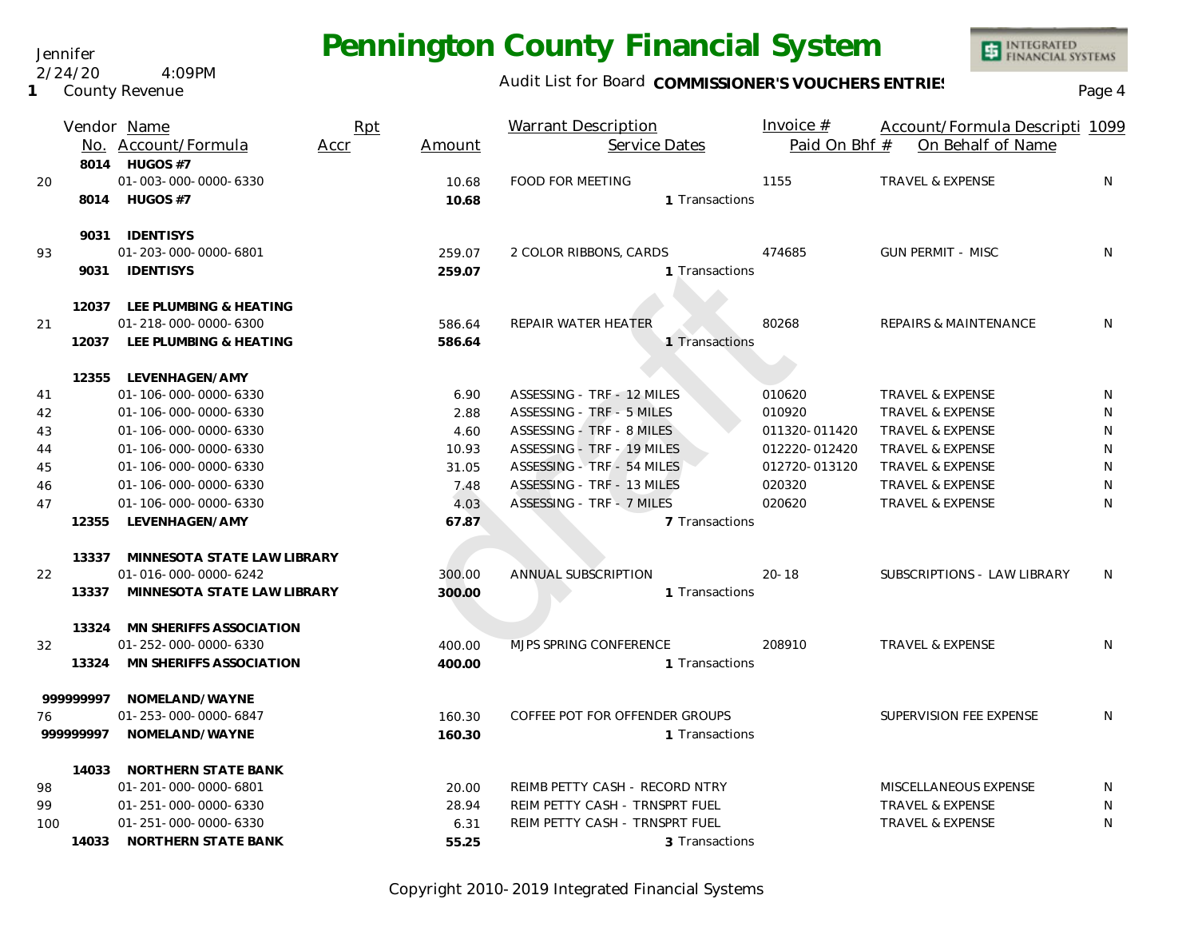# Pennington County Financial System

Jennifer
2/24/20 4:09PM
1 County Revenue

Audit List for Board **COMMISSIONER'S VOUCHERS ENTRIES**

| | Vendor No. | Name / Account/Formula | Rpt Accr | Amount | Warrant Description / Service Dates | Invoice # / Paid On Bhf # | Account/Formula Descripti / On Behalf of Name | 1099 |
|---|---|---|---|---|---|---|---|---|
| | 8014 | **HUGOS #7** | | | | | | |
| 20 | | 01-003-000-0000-6330 | | 10.68 | FOOD FOR MEETING | 1155 | TRAVEL & EXPENSE | N |
| | 8014 | **HUGOS #7** | | **10.68** | 1 Transactions | | | |
| | 9031 | **IDENTISYS** | | | | | | |
| 93 | | 01-203-000-0000-6801 | | 259.07 | 2 COLOR RIBBONS, CARDS | 474685 | GUN PERMIT - MISC | N |
| | 9031 | **IDENTISYS** | | **259.07** | 1 Transactions | | | |
| | 12037 | **LEE PLUMBING & HEATING** | | | | | | |
| 21 | | 01-218-000-0000-6300 | | 586.64 | REPAIR WATER HEATER | 80268 | REPAIRS & MAINTENANCE | N |
| | 12037 | **LEE PLUMBING & HEATING** | | **586.64** | 1 Transactions | | | |
| | 12355 | **LEVENHAGEN/AMY** | | | | | | |
| 41 | | 01-106-000-0000-6330 | | 6.90 | ASSESSING - TRF - 12 MILES | 010620 | TRAVEL & EXPENSE | N |
| 42 | | 01-106-000-0000-6330 | | 2.88 | ASSESSING - TRF - 5 MILES | 010920 | TRAVEL & EXPENSE | N |
| 43 | | 01-106-000-0000-6330 | | 4.60 | ASSESSING - TRF - 8 MILES | 011320-011420 | TRAVEL & EXPENSE | N |
| 44 | | 01-106-000-0000-6330 | | 10.93 | ASSESSING - TRF - 19 MILES | 012220-012420 | TRAVEL & EXPENSE | N |
| 45 | | 01-106-000-0000-6330 | | 31.05 | ASSESSING - TRF - 54 MILES | 012720-013120 | TRAVEL & EXPENSE | N |
| 46 | | 01-106-000-0000-6330 | | 7.48 | ASSESSING - TRF - 13 MILES | 020320 | TRAVEL & EXPENSE | N |
| 47 | | 01-106-000-0000-6330 | | 4.03 | ASSESSING - TRF - 7 MILES | 020620 | TRAVEL & EXPENSE | N |
| | 12355 | **LEVENHAGEN/AMY** | | **67.87** | 7 Transactions | | | |
| | 13337 | **MINNESOTA STATE LAW LIBRARY** | | | | | | |
| 22 | | 01-016-000-0000-6242 | | 300.00 | ANNUAL SUBSCRIPTION | 20-18 | SUBSCRIPTIONS - LAW LIBRARY | N |
| | 13337 | **MINNESOTA STATE LAW LIBRARY** | | **300.00** | 1 Transactions | | | |
| | 13324 | **MN SHERIFFS ASSOCIATION** | | | | | | |
| 32 | | 01-252-000-0000-6330 | | 400.00 | MJPS SPRING CONFERENCE | 208910 | TRAVEL & EXPENSE | N |
| | 13324 | **MN SHERIFFS ASSOCIATION** | | **400.00** | 1 Transactions | | | |
| | 999999997 | **NOMELAND/WAYNE** | | | | | | |
| 76 | | 01-253-000-0000-6847 | | 160.30 | COFFEE POT FOR OFFENDER GROUPS | | SUPERVISION FEE EXPENSE | N |
| | 999999997 | **NOMELAND/WAYNE** | | **160.30** | 1 Transactions | | | |
| | 14033 | **NORTHERN STATE BANK** | | | | | | |
| 98 | | 01-201-000-0000-6801 | | 20.00 | REIMB PETTY CASH - RECORD NTRY | | MISCELLANEOUS EXPENSE | N |
| 99 | | 01-251-000-0000-6330 | | 28.94 | REIM PETTY CASH - TRNSPRT FUEL | | TRAVEL & EXPENSE | N |
| 100 | | 01-251-000-0000-6330 | | 6.31 | REIM PETTY CASH - TRNSPRT FUEL | | TRAVEL & EXPENSE | N |
| | 14033 | **NORTHERN STATE BANK** | | **55.25** | 3 Transactions | | | |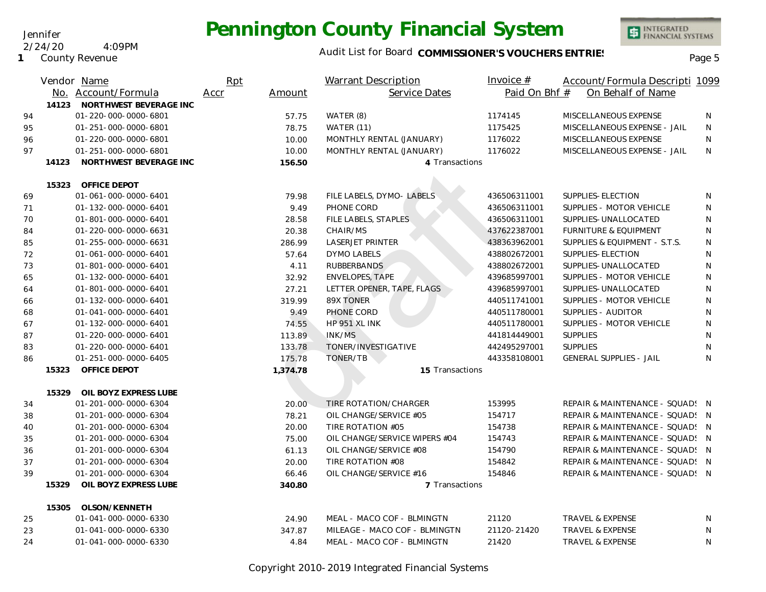# Pennington County Financial System

Jennifer
2/24/20 4:09PM
1 County Revenue

Audit List for Board **COMMISSIONER'S VOUCHERS ENTRIES**

| | Vendor No. | Name / Account/Formula | Rpt Accr | Amount | Warrant Description / Service Dates | Invoice # / Paid On Bhf # | Account/Formula Descripti / On Behalf of Name | 1099 |
|---|---|---|---|---|---|---|---|---|
| | 14123 | NORTHWEST BEVERAGE INC | | | | | | |
| 94 | | 01-220-000-0000-6801 | | 57.75 | WATER (8) | 1174145 | MISCELLANEOUS EXPENSE | N |
| 95 | | 01-251-000-0000-6801 | | 78.75 | WATER (11) | 1175425 | MISCELLANEOUS EXPENSE - JAIL | N |
| 96 | | 01-220-000-0000-6801 | | 10.00 | MONTHLY RENTAL (JANUARY) | 1176022 | MISCELLANEOUS EXPENSE | N |
| 97 | | 01-251-000-0000-6801 | | 10.00 | MONTHLY RENTAL (JANUARY) | 1176022 | MISCELLANEOUS EXPENSE - JAIL | N |
| | 14123 | NORTHWEST BEVERAGE INC | | **156.50** | 4 Transactions | | | |
| | 15323 | OFFICE DEPOT | | | | | | |
| 69 | | 01-061-000-0000-6401 | | 79.98 | FILE LABELS, DYMO- LABELS | 436506311001 | SUPPLIES-ELECTION | N |
| 71 | | 01-132-000-0000-6401 | | 9.49 | PHONE CORD | 436506311001 | SUPPLIES - MOTOR VEHICLE | N |
| 70 | | 01-801-000-0000-6401 | | 28.58 | FILE LABELS, STAPLES | 436506311001 | SUPPLIES-UNALLOCATED | N |
| 84 | | 01-220-000-0000-6631 | | 20.38 | CHAIR/MS | 437622387001 | FURNITURE & EQUIPMENT | N |
| 85 | | 01-255-000-0000-6631 | | 286.99 | LASERJET PRINTER | 438363962001 | SUPPLIES & EQUIPMENT - S.T.S. | N |
| 72 | | 01-061-000-0000-6401 | | 57.64 | DYMO LABELS | 438802672001 | SUPPLIES-ELECTION | N |
| 73 | | 01-801-000-0000-6401 | | 4.11 | RUBBERBANDS | 438802672001 | SUPPLIES-UNALLOCATED | N |
| 65 | | 01-132-000-0000-6401 | | 32.92 | ENVELOPES, TAPE | 439685997001 | SUPPLIES - MOTOR VEHICLE | N |
| 64 | | 01-801-000-0000-6401 | | 27.21 | LETTER OPENER, TAPE, FLAGS | 439685997001 | SUPPLIES-UNALLOCATED | N |
| 66 | | 01-132-000-0000-6401 | | 319.99 | 89X TONER | 440511741001 | SUPPLIES - MOTOR VEHICLE | N |
| 68 | | 01-041-000-0000-6401 | | 9.49 | PHONE CORD | 440511780001 | SUPPLIES - AUDITOR | N |
| 67 | | 01-132-000-0000-6401 | | 74.55 | HP 951 XL INK | 440511780001 | SUPPLIES - MOTOR VEHICLE | N |
| 87 | | 01-220-000-0000-6401 | | 113.89 | INK/MS | 441814449001 | SUPPLIES | N |
| 83 | | 01-220-000-0000-6401 | | 133.78 | TONER/INVESTIGATIVE | 442495297001 | SUPPLIES | N |
| 86 | | 01-251-000-0000-6405 | | 175.78 | TONER/TB | 443358108001 | GENERAL SUPPLIES - JAIL | N |
| | 15323 | OFFICE DEPOT | | **1,374.78** | 15 Transactions | | | |
| | 15329 | OIL BOYZ EXPRESS LUBE | | | | | | |
| 34 | | 01-201-000-0000-6304 | | 20.00 | TIRE ROTATION/CHARGER | 153995 | REPAIR & MAINTENANCE - SQUADS | N |
| 38 | | 01-201-000-0000-6304 | | 78.21 | OIL CHANGE/SERVICE #05 | 154717 | REPAIR & MAINTENANCE - SQUADS | N |
| 40 | | 01-201-000-0000-6304 | | 20.00 | TIRE ROTATION #05 | 154738 | REPAIR & MAINTENANCE - SQUADS | N |
| 35 | | 01-201-000-0000-6304 | | 75.00 | OIL CHANGE/SERVICE WIPERS #04 | 154743 | REPAIR & MAINTENANCE - SQUADS | N |
| 36 | | 01-201-000-0000-6304 | | 61.13 | OIL CHANGE/SERVICE #08 | 154790 | REPAIR & MAINTENANCE - SQUADS | N |
| 37 | | 01-201-000-0000-6304 | | 20.00 | TIRE ROTATION #08 | 154842 | REPAIR & MAINTENANCE - SQUADS | N |
| 39 | | 01-201-000-0000-6304 | | 66.46 | OIL CHANGE/SERVICE #16 | 154846 | REPAIR & MAINTENANCE - SQUADS | N |
| | 15329 | OIL BOYZ EXPRESS LUBE | | **340.80** | 7 Transactions | | | |
| | 15305 | OLSON/KENNETH | | | | | | |
| 25 | | 01-041-000-0000-6330 | | 24.90 | MEAL - MACO COF - BLMINGTN | 21120 | TRAVEL & EXPENSE | N |
| 23 | | 01-041-000-0000-6330 | | 347.87 | MILEAGE - MACO COF - BLMINGTN | 21120-21420 | TRAVEL & EXPENSE | N |
| 24 | | 01-041-000-0000-6330 | | 4.84 | MEAL - MACO COF - BLMINGTN | 21420 | TRAVEL & EXPENSE | N |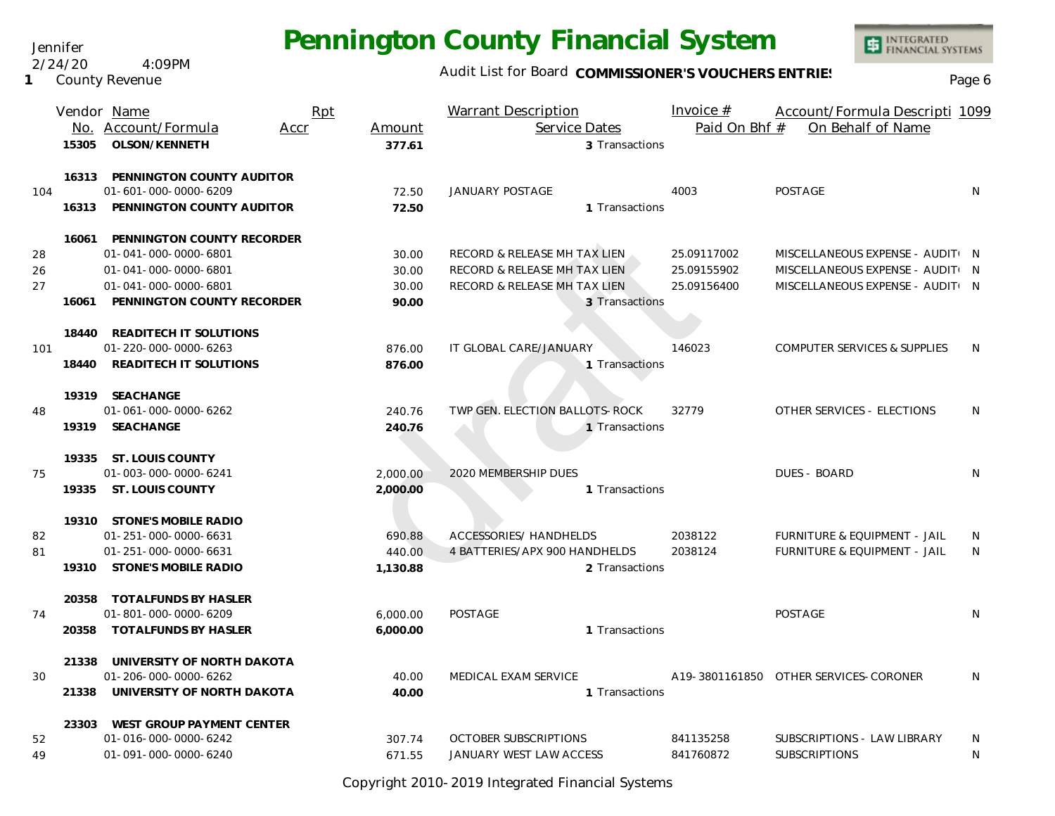# Pennington County Financial System

Jennifer
2/24/20 4:09PM
1 County Revenue

Audit List for Board **COMMISSIONER'S VOUCHERS ENTRIES**

| | Vendor No. | Name / Account/Formula | Rpt Accr | Amount | Warrant Description / Service Dates | Invoice # / Paid On Bhf # | Account/Formula Description / On Behalf of Name | 1099 |
|---|---|---|---|---|---|---|---|---|
| | 15305 | **OLSON/KENNETH** | | **377.61** | 3 Transactions | | | |
| | 16313 | **PENNINGTON COUNTY AUDITOR** | | | | | | |
| 104 | | 01-601-000-0000-6209 | | 72.50 | JANUARY POSTAGE | 4003 | POSTAGE | N |
| | 16313 | **PENNINGTON COUNTY AUDITOR** | | **72.50** | 1 Transactions | | | |
| | 16061 | **PENNINGTON COUNTY RECORDER** | | | | | | |
| 28 | | 01-041-000-0000-6801 | | 30.00 | RECORD & RELEASE MH TAX LIEN | 25.09117002 | MISCELLANEOUS EXPENSE - AUDIT | N |
| 26 | | 01-041-000-0000-6801 | | 30.00 | RECORD & RELEASE MH TAX LIEN | 25.09155902 | MISCELLANEOUS EXPENSE - AUDIT | N |
| 27 | | 01-041-000-0000-6801 | | 30.00 | RECORD & RELEASE MH TAX LIEN | 25.09156400 | MISCELLANEOUS EXPENSE - AUDIT | N |
| | 16061 | **PENNINGTON COUNTY RECORDER** | | **90.00** | 3 Transactions | | | |
| | 18440 | **READITECH IT SOLUTIONS** | | | | | | |
| 101 | | 01-220-000-0000-6263 | | 876.00 | IT GLOBAL CARE/JANUARY | 146023 | COMPUTER SERVICES & SUPPLIES | N |
| | 18440 | **READITECH IT SOLUTIONS** | | **876.00** | 1 Transactions | | | |
| | 19319 | **SEACHANGE** | | | | | | |
| 48 | | 01-061-000-0000-6262 | | 240.76 | TWP GEN. ELECTION BALLOTS-ROCK | 32779 | OTHER SERVICES - ELECTIONS | N |
| | 19319 | **SEACHANGE** | | **240.76** | 1 Transactions | | | |
| | 19335 | **ST. LOUIS COUNTY** | | | | | | |
| 75 | | 01-003-000-0000-6241 | | 2,000.00 | 2020 MEMBERSHIP DUES | | DUES - BOARD | N |
| | 19335 | **ST. LOUIS COUNTY** | | **2,000.00** | 1 Transactions | | | |
| | 19310 | **STONE'S MOBILE RADIO** | | | | | | |
| 82 | | 01-251-000-0000-6631 | | 690.88 | ACCESSORIES/ HANDHELDS | 2038122 | FURNITURE & EQUIPMENT - JAIL | N |
| 81 | | 01-251-000-0000-6631 | | 440.00 | 4 BATTERIES/APX 900 HANDHELDS | 2038124 | FURNITURE & EQUIPMENT - JAIL | N |
| | 19310 | **STONE'S MOBILE RADIO** | | **1,130.88** | 2 Transactions | | | |
| | 20358 | **TOTALFUNDS BY HASLER** | | | | | | |
| 74 | | 01-801-000-0000-6209 | | 6,000.00 | POSTAGE | | POSTAGE | N |
| | 20358 | **TOTALFUNDS BY HASLER** | | **6,000.00** | 1 Transactions | | | |
| | 21338 | **UNIVERSITY OF NORTH DAKOTA** | | | | | | |
| 30 | | 01-206-000-0000-6262 | | 40.00 | MEDICAL EXAM SERVICE | A19-3801161850 | OTHER SERVICES-CORONER | N |
| | 21338 | **UNIVERSITY OF NORTH DAKOTA** | | **40.00** | 1 Transactions | | | |
| | 23303 | **WEST GROUP PAYMENT CENTER** | | | | | | |
| 52 | | 01-016-000-0000-6242 | | 307.74 | OCTOBER SUBSCRIPTIONS | 841135258 | SUBSCRIPTIONS - LAW LIBRARY | N |
| 49 | | 01-091-000-0000-6240 | | 671.55 | JANUARY WEST LAW ACCESS | 841760872 | SUBSCRIPTIONS | N |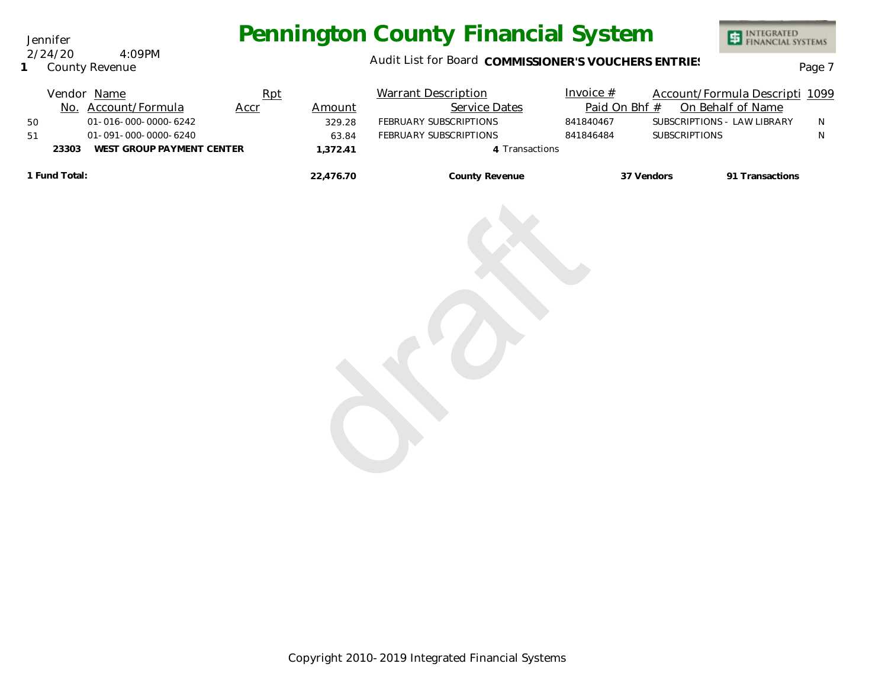Jennifer
2/24/20 4:09PM
**1** County Revenue

# Pennington County Financial System

Audit List for Board **COMMISSIONER'S VOUCHERS ENTRIES**

| | Vendor No. | Name / Account/Formula | Rpt Accr | Amount | Warrant Description / Service Dates | Invoice # / Paid On Bhf # | Account/Formula Descripti / On Behalf of Name | 1099 |
|---|---|---|---|---|---|---|---|---|
| 50 | | 01-016-000-0000-6242 | | 329.28 | FEBRUARY SUBSCRIPTIONS | 841840467 | SUBSCRIPTIONS - LAW LIBRARY | N |
| 51 | | 01-091-000-0000-6240 | | 63.84 | FEBRUARY SUBSCRIPTIONS | 841846484 | SUBSCRIPTIONS | N |
| | **23303** | **WEST GROUP PAYMENT CENTER** | | **1,372.41** | **4** Transactions | | | |
| **1 Fund Total:** | | | | **22,476.70** | **County Revenue** | **37 Vendors** | **91 Transactions** | |

draft

Copyright 2010-2019 Integrated Financial Systems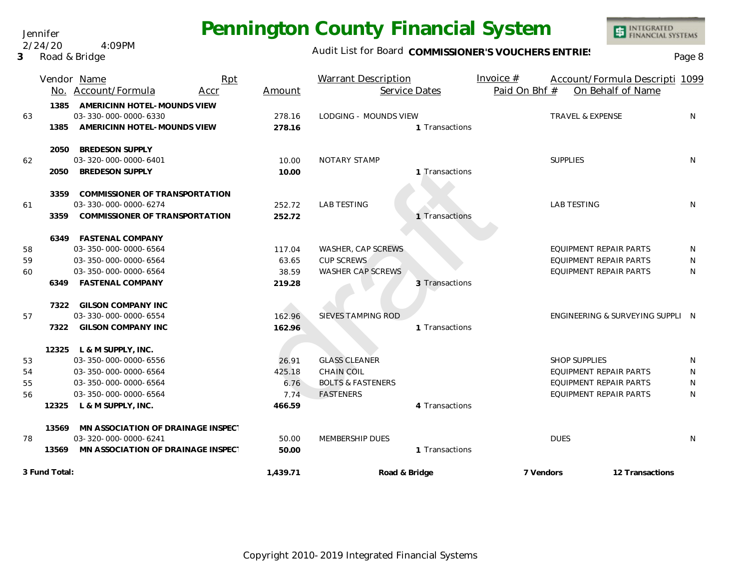Jennifer
2/24/20 4:09PM
**3** Road & Bridge

# Pennington County Financial System

Audit List for Board **COMMISSIONER'S VOUCHERS ENTRIES**

| | Vendor No. | Name / Account/Formula | Rpt Accr | Amount | Warrant Description | Service Dates | Invoice # / Paid On Bhf # | Account/Formula Description / On Behalf of Name | 1099 |
|---|---|---|---|---|---|---|---|---|---|
| | 1385 | **AMERICINN HOTEL-MOUNDS VIEW** | | | | | | | |
| 63 | | 03-330-000-0000-6330 | | 278.16 | LODGING - MOUNDS VIEW | | | TRAVEL & EXPENSE | N |
| | **1385** | **AMERICINN HOTEL-MOUNDS VIEW** | | **278.16** | | 1 Transactions | | | |
| | 2050 | **BREDESON SUPPLY** | | | | | | | |
| 62 | | 03-320-000-0000-6401 | | 10.00 | NOTARY STAMP | | | SUPPLIES | N |
| | **2050** | **BREDESON SUPPLY** | | **10.00** | | 1 Transactions | | | |
| | 3359 | **COMMISSIONER OF TRANSPORTATION** | | | | | | | |
| 61 | | 03-330-000-0000-6274 | | 252.72 | LAB TESTING | | | LAB TESTING | N |
| | **3359** | **COMMISSIONER OF TRANSPORTATION** | | **252.72** | | 1 Transactions | | | |
| | 6349 | **FASTENAL COMPANY** | | | | | | | |
| 58 | | 03-350-000-0000-6564 | | 117.04 | WASHER, CAP SCREWS | | | EQUIPMENT REPAIR PARTS | N |
| 59 | | 03-350-000-0000-6564 | | 63.65 | CUP SCREWS | | | EQUIPMENT REPAIR PARTS | N |
| 60 | | 03-350-000-0000-6564 | | 38.59 | WASHER CAP SCREWS | | | EQUIPMENT REPAIR PARTS | N |
| | **6349** | **FASTENAL COMPANY** | | **219.28** | | 3 Transactions | | | |
| | 7322 | **GILSON COMPANY INC** | | | | | | | |
| 57 | | 03-330-000-0000-6554 | | 162.96 | SIEVES TAMPING ROD | | | ENGINEERING & SURVEYING SUPPLI | N |
| | **7322** | **GILSON COMPANY INC** | | **162.96** | | 1 Transactions | | | |
| | 12325 | **L & M SUPPLY, INC.** | | | | | | | |
| 53 | | 03-350-000-0000-6556 | | 26.91 | GLASS CLEANER | | | SHOP SUPPLIES | N |
| 54 | | 03-350-000-0000-6564 | | 425.18 | CHAIN COIL | | | EQUIPMENT REPAIR PARTS | N |
| 55 | | 03-350-000-0000-6564 | | 6.76 | BOLTS & FASTENERS | | | EQUIPMENT REPAIR PARTS | N |
| 56 | | 03-350-000-0000-6564 | | 7.74 | FASTENERS | | | EQUIPMENT REPAIR PARTS | N |
| | **12325** | **L & M SUPPLY, INC.** | | **466.59** | | 4 Transactions | | | |
| | 13569 | **MN ASSOCIATION OF DRAINAGE INSPECT** | | | | | | | |
| 78 | | 03-320-000-0000-6241 | | 50.00 | MEMBERSHIP DUES | | | DUES | N |
| | **13569** | **MN ASSOCIATION OF DRAINAGE INSPECT** | | **50.00** | | 1 Transactions | | | |
| **3 Fund Total:** | | | | **1,439.71** | **Road & Bridge** | | **7 Vendors** | **12 Transactions** | |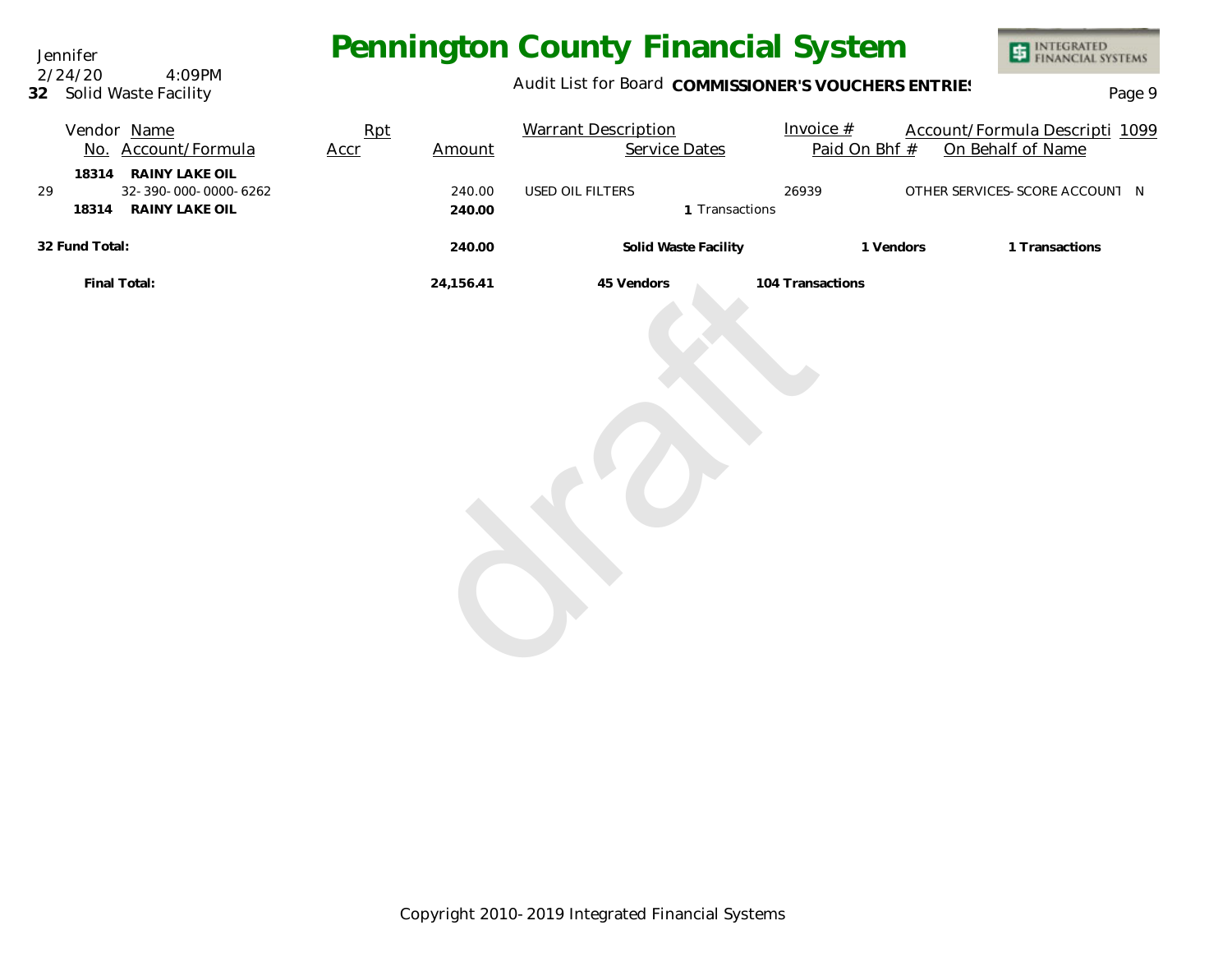Jennifer
2/24/20 4:09PM
**32** Solid Waste Facility

# Pennington County Financial System

Audit List for Board **COMMISSIONER'S VOUCHERS ENTRIES**

| | Vendor No. | Name / Account/Formula | Rpt Accr | Amount | Warrant Description | Service Dates | Invoice # / Paid On Bhf # | Account/Formula Descripti / On Behalf of Name | 1099 |
|---|---|---|---|---|---|---|---|---|---|
| | **18314** | **RAINY LAKE OIL** | | | | | | | |
| 29 | | 32-390-000-0000-6262 | | 240.00 | USED OIL FILTERS | | 26939 | OTHER SERVICES-SCORE ACCOUNT | N |
| | **18314** | **RAINY LAKE OIL** | | **240.00** | | **1** Transactions | | | |
| **32 Fund Total:** | | | | **240.00** | **Solid Waste Facility** | | **1 Vendors** | **1 Transactions** | |
| | **Final Total:** | | | **24,156.41** | **45 Vendors** | **104 Transactions** | | | |

Copyright 2010-2019 Integrated Financial Systems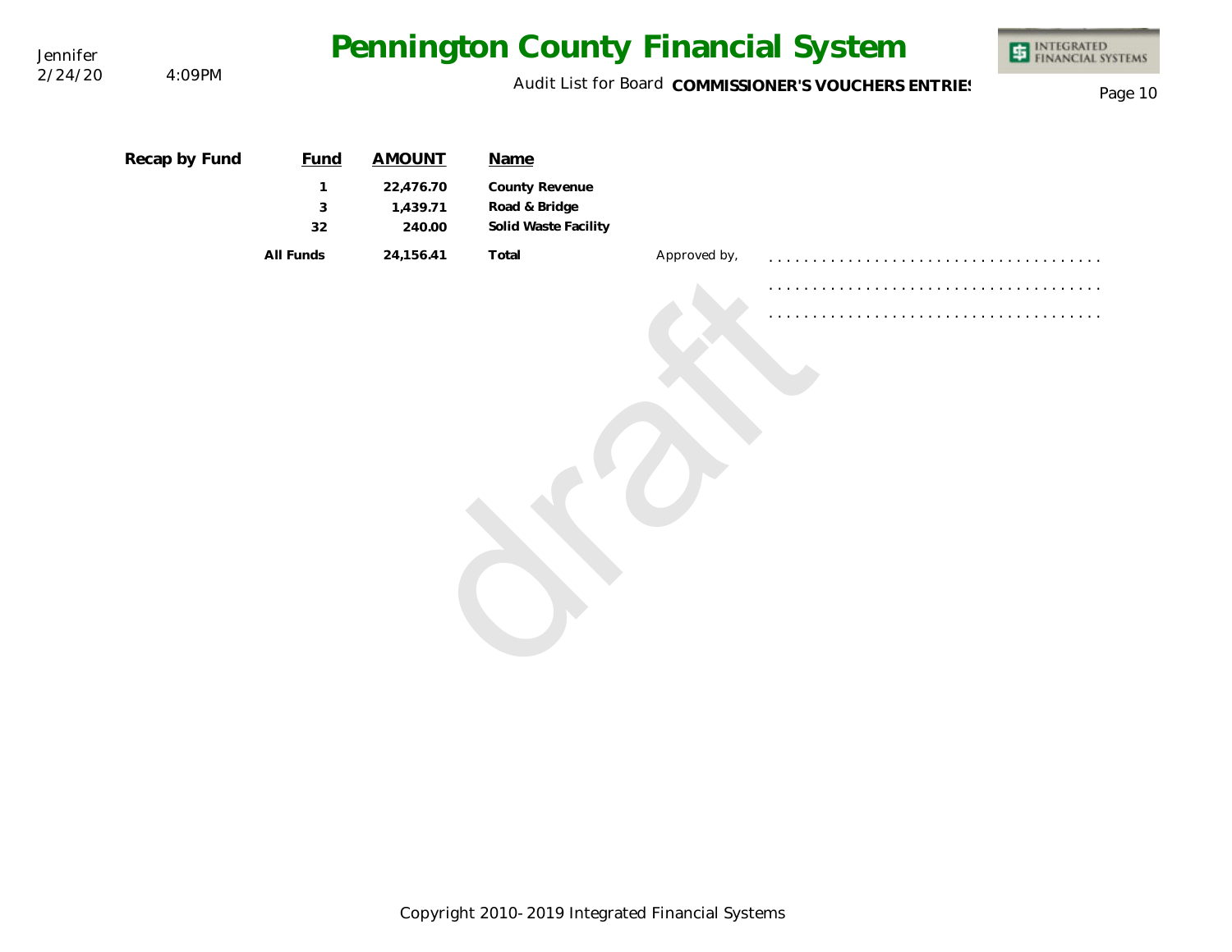**Recap by Fund**

| Fund | AMOUNT | Name |
|---|---|---|
| 1 | 22,476.70 | County Revenue |
| 3 | 1,439.71 | Road & Bridge |
| 32 | 240.00 | Solid Waste Facility |
| All Funds | 24,156.41 | Total |

Approved by,

. . . . . . . . . . . . . . . . . . . . . . . . . . . . . . . . . . . . .

. . . . . . . . . . . . . . . . . . . . . . . . . . . . . . . . . . . . .

. . . . . . . . . . . . . . . . . . . . . . . . . . . . . . . . . . . . .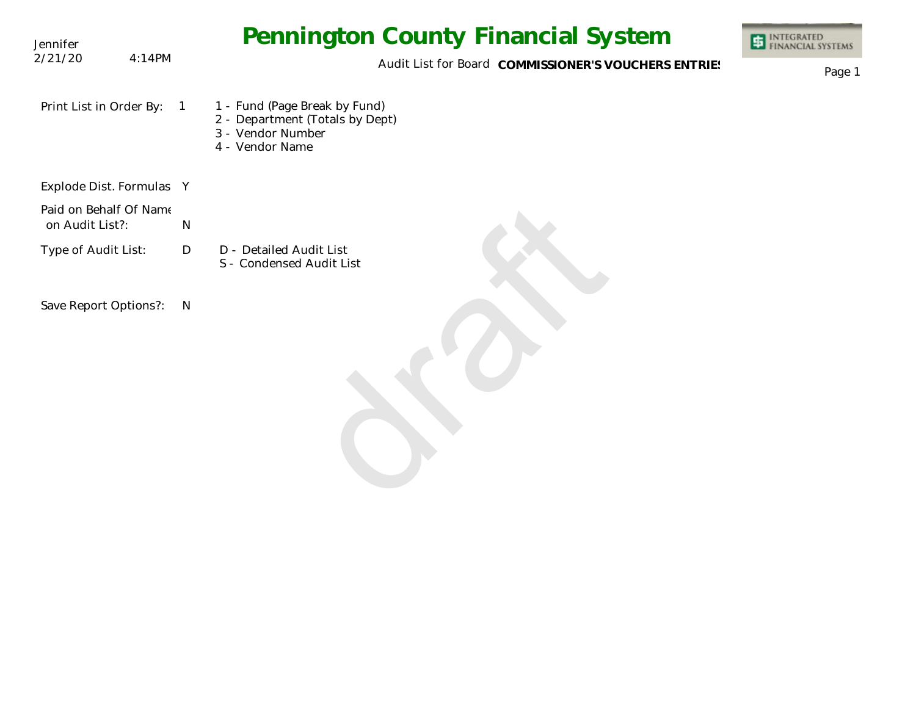# Pennington County Financial System

Jennifer
2/21/20 4:14PM

Audit List for Board **COMMISSIONER'S VOUCHERS ENTRIES**

Print List in Order By: 1

- 1 - Fund (Page Break by Fund)
- 2 - Department (Totals by Dept)
- 3 - Vendor Number
- 4 - Vendor Name

Explode Dist. Formulas Y

Paid on Behalf Of Name on Audit List?: N

Type of Audit List: D

- D - Detailed Audit List
- S - Condensed Audit List

Save Report Options?: N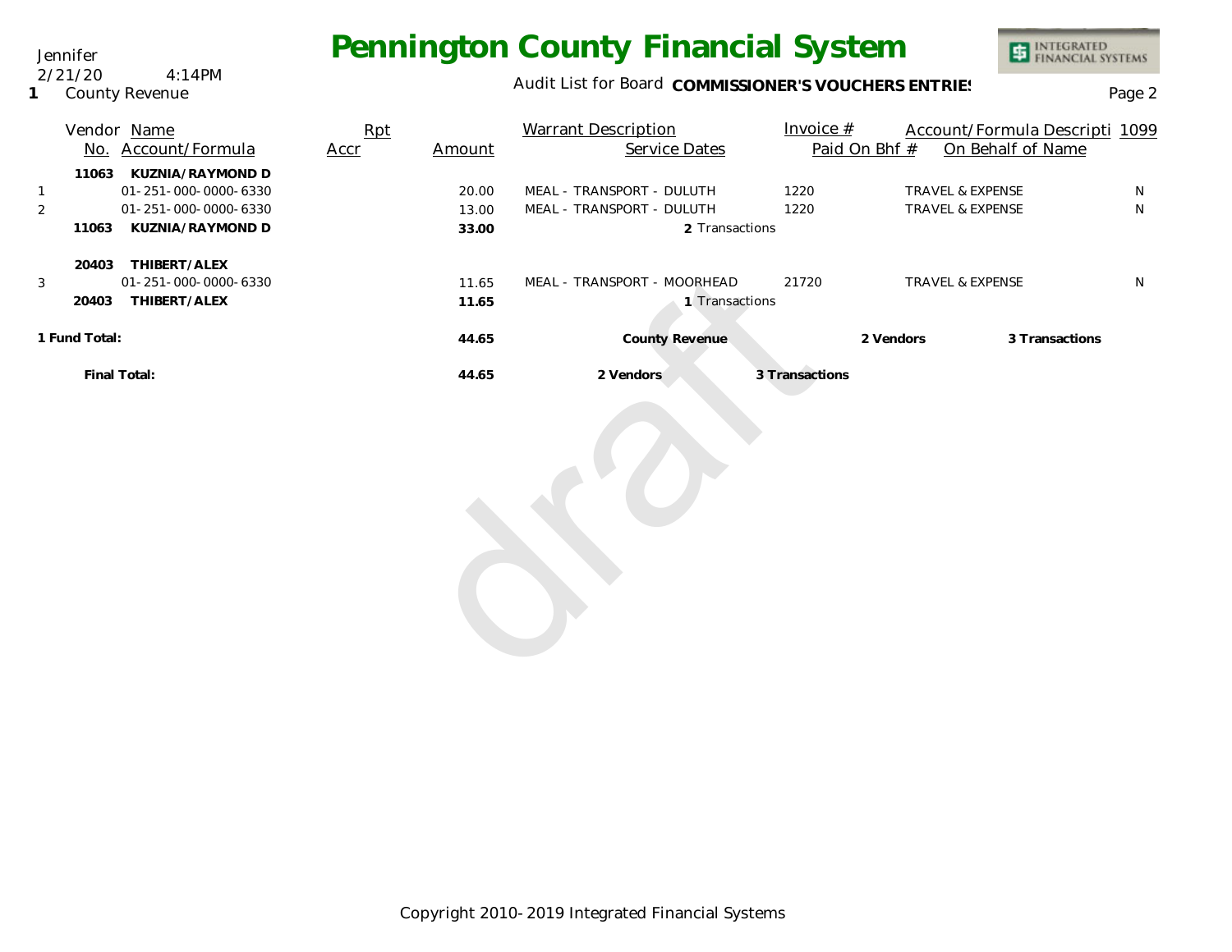Jennifer
2/21/20 4:14PM
**1** County Revenue

# Pennington County Financial System

Audit List for Board **COMMISSIONER'S VOUCHERS ENTRIES**

| | Vendor No. | Name / Account/Formula | Rpt Accr | Amount | Warrant Description / Service Dates | Invoice # / Paid On Bhf # | Account/Formula Description / On Behalf of Name | 1099 |
|---|---|---|---|---|---|---|---|---|
| | **11063** | **KUZNIA/RAYMOND D** | | | | | | |
| 1 | | 01-251-000-0000-6330 | | 20.00 | MEAL - TRANSPORT - DULUTH | 1220 | TRAVEL & EXPENSE | N |
| 2 | | 01-251-000-0000-6330 | | 13.00 | MEAL - TRANSPORT - DULUTH | 1220 | TRAVEL & EXPENSE | N |
| | **11063** | **KUZNIA/RAYMOND D** | | **33.00** | 2 Transactions | | | |
| | **20403** | **THIBERT/ALEX** | | | | | | |
| 3 | | 01-251-000-0000-6330 | | 11.65 | MEAL - TRANSPORT - MOORHEAD | 21720 | TRAVEL & EXPENSE | N |
| | **20403** | **THIBERT/ALEX** | | **11.65** | 1 Transactions | | | |
| **1 Fund Total:** | | | | **44.65** | **County Revenue** | **2 Vendors** | **3 Transactions** | |
| | **Final Total:** | | | **44.65** | **2 Vendors** | **3 Transactions** | | |

draft

Copyright 2010-2019 Integrated Financial Systems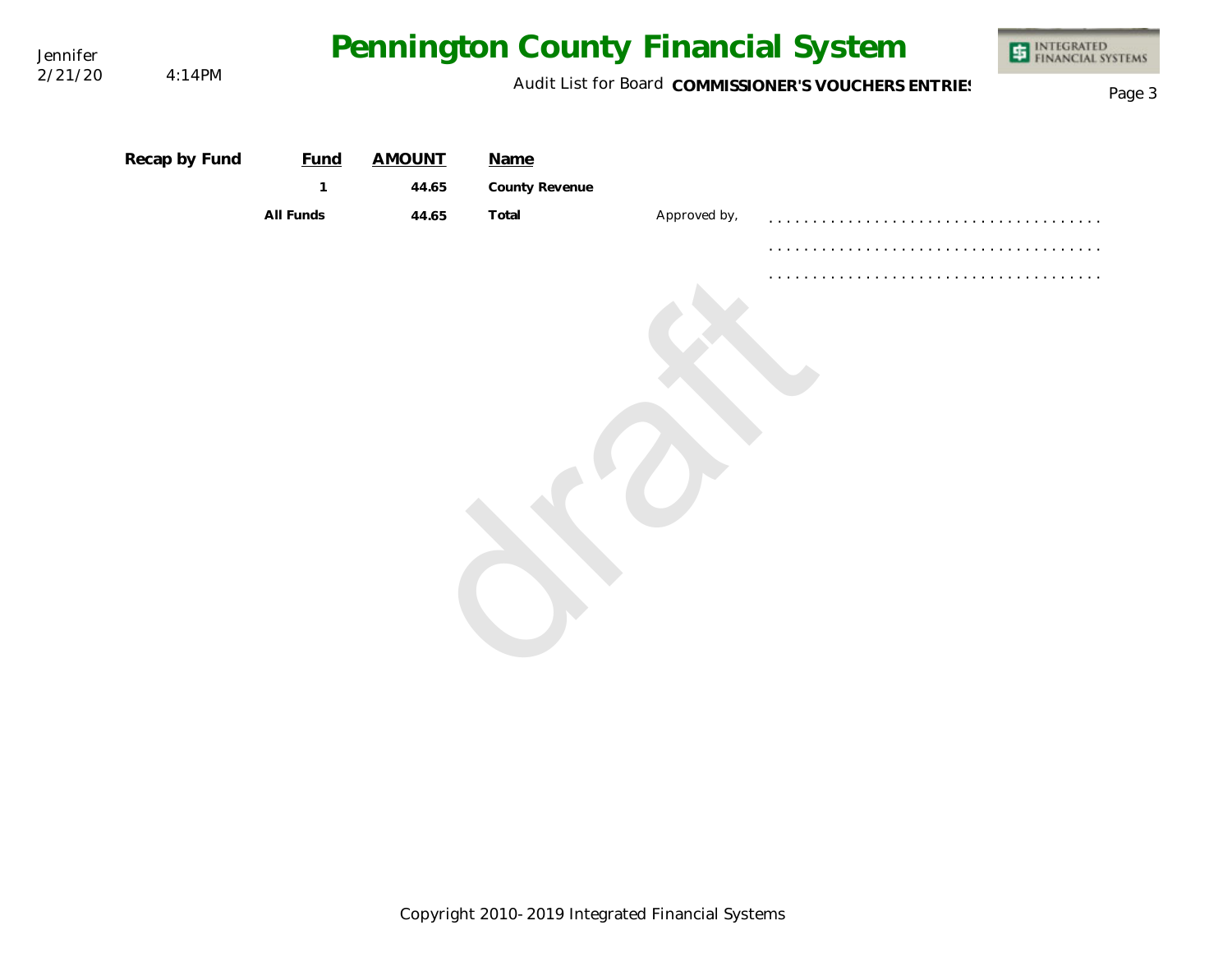| Recap by Fund | Fund | AMOUNT | Name |
|---|---|---|---|
| | 1 | 44.65 | County Revenue |
| | All Funds | 44.65 | Total |

Approved by,

. . . . . . . . . . . . . . . . . . . . . . . . . . . . . . . . . . . . .

. . . . . . . . . . . . . . . . . . . . . . . . . . . . . . . . . . . . .

. . . . . . . . . . . . . . . . . . . . . . . . . . . . . . . . . . . . .